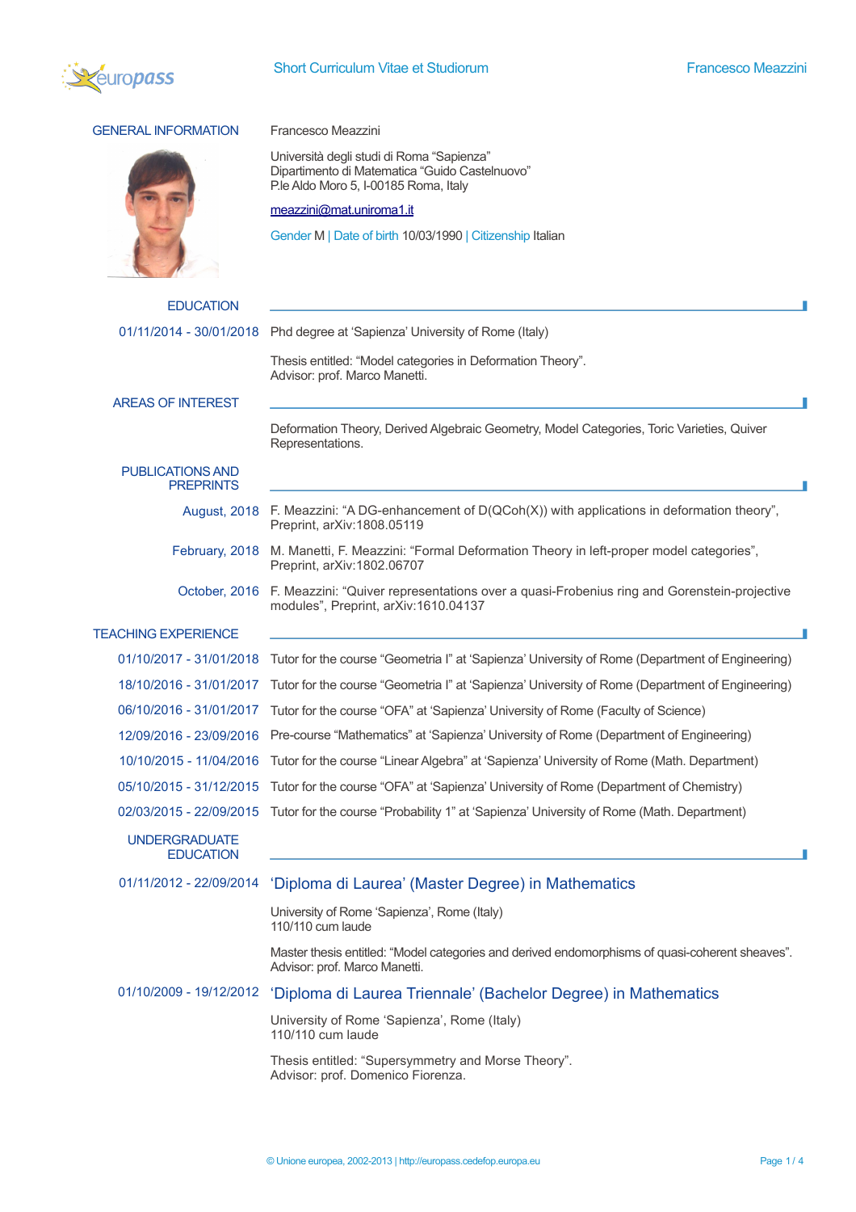# Short Curriculum Vitae et Studiorum

## GENERAL INFORMATION

Francesco Meazzini

Università degli studi di Roma "Sapienza"
Dipartimento di Matematica "Guido Castelnuovo"
P.le Aldo Moro 5, I-00185 Roma, Italy

meazzini@mat.uniroma1.it

Gender M | Date of birth 10/03/1990 | Citizenship Italian

## EDUCATION

**01/11/2014 - 30/01/2018** Phd degree at 'Sapienza' University of Rome (Italy)

Thesis entitled: "Model categories in Deformation Theory".
Advisor: prof. Marco Manetti.

## AREAS OF INTEREST

Deformation Theory, Derived Algebraic Geometry, Model Categories, Toric Varieties, Quiver Representations.

## PUBLICATIONS AND PREPRINTS

**August, 2018** F. Meazzini: "A DG-enhancement of D(QCoh(X)) with applications in deformation theory", Preprint, arXiv:1808.05119

**February, 2018** M. Manetti, F. Meazzini: "Formal Deformation Theory in left-proper model categories", Preprint, arXiv:1802.06707

**October, 2016** F. Meazzini: "Quiver representations over a quasi-Frobenius ring and Gorenstein-projective modules", Preprint, arXiv:1610.04137

## TEACHING EXPERIENCE

**01/10/2017 - 31/01/2018** Tutor for the course "Geometria I" at 'Sapienza' University of Rome (Department of Engineering)

**18/10/2016 - 31/01/2017** Tutor for the course "Geometria I" at 'Sapienza' University of Rome (Department of Engineering)

**06/10/2016 - 31/01/2017** Tutor for the course "OFA" at 'Sapienza' University of Rome (Faculty of Science)

**12/09/2016 - 23/09/2016** Pre-course "Mathematics" at 'Sapienza' University of Rome (Department of Engineering)

**10/10/2015 - 11/04/2016** Tutor for the course "Linear Algebra" at 'Sapienza' University of Rome (Math. Department)

**05/10/2015 - 31/12/2015** Tutor for the course "OFA" at 'Sapienza' University of Rome (Department of Chemistry)

**02/03/2015 - 22/09/2015** Tutor for the course "Probability 1" at 'Sapienza' University of Rome (Math. Department)

## UNDERGRADUATE EDUCATION

**01/11/2012 - 22/09/2014** 'Diploma di Laurea' (Master Degree) in Mathematics

University of Rome 'Sapienza', Rome (Italy)
110/110 cum laude

Master thesis entitled: "Model categories and derived endomorphisms of quasi-coherent sheaves".
Advisor: prof. Marco Manetti.

**01/10/2009 - 19/12/2012** 'Diploma di Laurea Triennale' (Bachelor Degree) in Mathematics

University of Rome 'Sapienza', Rome (Italy)
110/110 cum laude

Thesis entitled: "Supersymmetry and Morse Theory".
Advisor: prof. Domenico Fiorenza.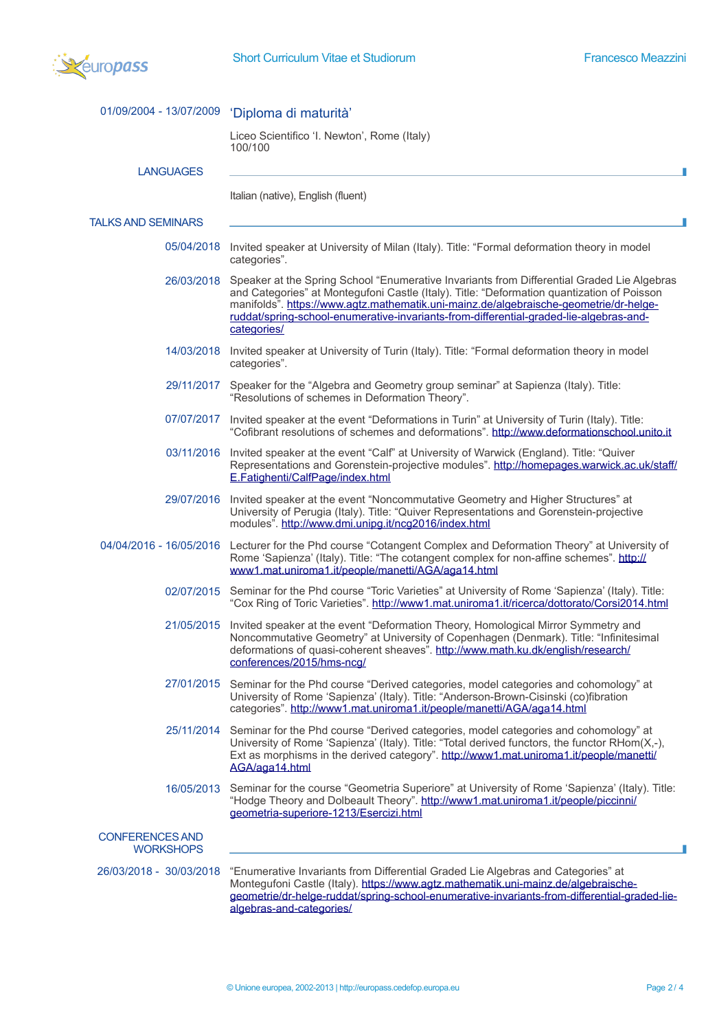01/09/2004 - 13/07/2009 **'Diploma di maturità'**

Liceo Scientifico 'I. Newton', Rome (Italy)
100/100

## LANGUAGES

Italian (native), English (fluent)

## TALKS AND SEMINARS

05/04/2018 Invited speaker at University of Milan (Italy). Title: "Formal deformation theory in model categories".

26/03/2018 Speaker at the Spring School "Enumerative Invariants from Differential Graded Lie Algebras and Categories" at Montegufoni Castle (Italy). Title: "Deformation quantization of Poisson manifolds". https://www.agtz.mathematik.uni-mainz.de/algebraische-geometrie/dr-helge-ruddat/spring-school-enumerative-invariants-from-differential-graded-lie-algebras-and-categories/

14/03/2018 Invited speaker at University of Turin (Italy). Title: "Formal deformation theory in model categories".

29/11/2017 Speaker for the "Algebra and Geometry group seminar" at Sapienza (Italy). Title: "Resolutions of schemes in Deformation Theory".

07/07/2017 Invited speaker at the event "Deformations in Turin" at University of Turin (Italy). Title: "Cofibrant resolutions of schemes and deformations". http://www.deformationschool.unito.it

03/11/2016 Invited speaker at the event "Calf" at University of Warwick (England). Title: "Quiver Representations and Gorenstein-projective modules". http://homepages.warwick.ac.uk/staff/E.Fatighenti/CalfPage/index.html

29/07/2016 Invited speaker at the event "Noncommutative Geometry and Higher Structures" at University of Perugia (Italy). Title: "Quiver Representations and Gorenstein-projective modules". http://www.dmi.unipg.it/ncg2016/index.html

04/04/2016 - 16/05/2016 Lecturer for the Phd course "Cotangent Complex and Deformation Theory" at University of Rome 'Sapienza' (Italy). Title: "The cotangent complex for non-affine schemes". http://www1.mat.uniroma1.it/people/manetti/AGA/aga14.html

02/07/2015 Seminar for the Phd course "Toric Varieties" at University of Rome 'Sapienza' (Italy). Title: "Cox Ring of Toric Varieties". http://www1.mat.uniroma1.it/ricerca/dottorato/Corsi2014.html

21/05/2015 Invited speaker at the event "Deformation Theory, Homological Mirror Symmetry and Noncommutative Geometry" at University of Copenhagen (Denmark). Title: "Infinitesimal deformations of quasi-coherent sheaves". http://www.math.ku.dk/english/research/conferences/2015/hms-ncg/

27/01/2015 Seminar for the Phd course "Derived categories, model categories and cohomology" at University of Rome 'Sapienza' (Italy). Title: "Anderson-Brown-Cisinski (co)fibration categories". http://www1.mat.uniroma1.it/people/manetti/AGA/aga14.html

25/11/2014 Seminar for the Phd course "Derived categories, model categories and cohomology" at University of Rome 'Sapienza' (Italy). Title: "Total derived functors, the functor RHom(X,-), Ext as morphisms in the derived category". http://www1.mat.uniroma1.it/people/manetti/AGA/aga14.html

16/05/2013 Seminar for the course "Geometria Superiore" at University of Rome 'Sapienza' (Italy). Title: "Hodge Theory and Dolbeault Theory". http://www1.mat.uniroma1.it/people/piccinni/geometria-superiore-1213/Esercizi.html

## CONFERENCES AND WORKSHOPS

26/03/2018 - 30/03/2018 "Enumerative Invariants from Differential Graded Lie Algebras and Categories" at Montegufoni Castle (Italy). https://www.agtz.mathematik.uni-mainz.de/algebraische-geometrie/dr-helge-ruddat/spring-school-enumerative-invariants-from-differential-graded-lie-algebras-and-categories/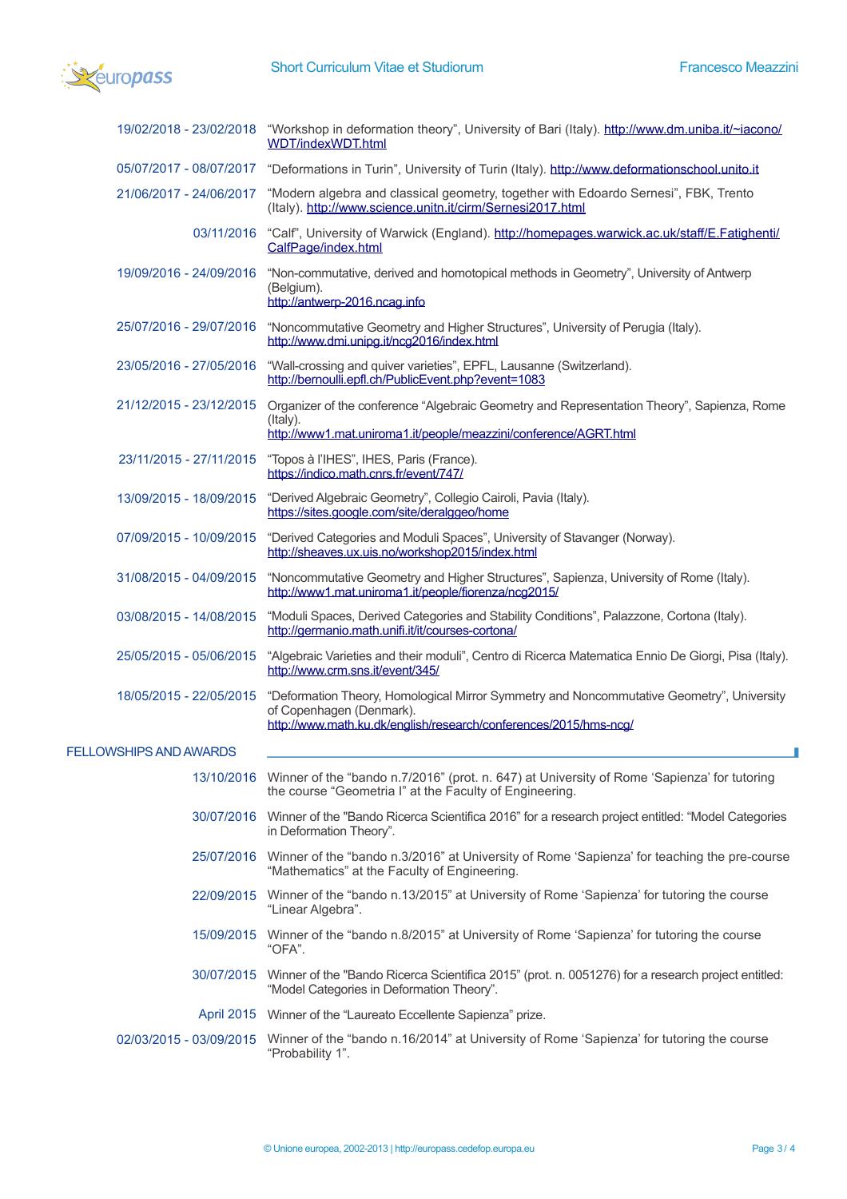| | |
|---|---|
| 19/02/2018 - 23/02/2018 | "Workshop in deformation theory", University of Bari (Italy). http://www.dm.uniba.it/~iacono/WDT/indexWDT.html |
| 05/07/2017 - 08/07/2017 | "Deformations in Turin", University of Turin (Italy). http://www.deformationschool.unito.it |
| 21/06/2017 - 24/06/2017 | "Modern algebra and classical geometry, together with Edoardo Sernesi", FBK, Trento (Italy). http://www.science.unitn.it/cirm/Sernesi2017.html |
| 03/11/2016 | "Calf", University of Warwick (England). http://homepages.warwick.ac.uk/staff/E.Fatighenti/CalfPage/index.html |
| 19/09/2016 - 24/09/2016 | "Non-commutative, derived and homotopical methods in Geometry", University of Antwerp (Belgium). http://antwerp-2016.ncag.info |
| 25/07/2016 - 29/07/2016 | "Noncommutative Geometry and Higher Structures", University of Perugia (Italy). http://www.dmi.unipg.it/ncg2016/index.html |
| 23/05/2016 - 27/05/2016 | "Wall-crossing and quiver varieties", EPFL, Lausanne (Switzerland). http://bernoulli.epfl.ch/PublicEvent.php?event=1083 |
| 21/12/2015 - 23/12/2015 | Organizer of the conference "Algebraic Geometry and Representation Theory", Sapienza, Rome (Italy). http://www1.mat.uniroma1.it/people/meazzini/conference/AGRT.html |
| 23/11/2015 - 27/11/2015 | "Topos à l'IHES", IHES, Paris (France). https://indico.math.cnrs.fr/event/747/ |
| 13/09/2015 - 18/09/2015 | "Derived Algebraic Geometry", Collegio Cairoli, Pavia (Italy). https://sites.google.com/site/deralggeo/home |
| 07/09/2015 - 10/09/2015 | "Derived Categories and Moduli Spaces", University of Stavanger (Norway). http://sheaves.uis.no/workshop2015/index.html |
| 31/08/2015 - 04/09/2015 | "Noncommutative Geometry and Higher Structures", Sapienza, University of Rome (Italy). http://www1.mat.uniroma1.it/people/fiorenza/ncg2015/ |
| 03/08/2015 - 14/08/2015 | "Moduli Spaces, Derived Categories and Stability Conditions", Palazzone, Cortona (Italy). http://germanio.math.unifi.it/it/courses-cortona/ |
| 25/05/2015 - 05/06/2015 | "Algebraic Varieties and their moduli", Centro di Ricerca Matematica Ennio De Giorgi, Pisa (Italy). http://www.crm.sns.it/event/345/ |
| 18/05/2015 - 22/05/2015 | "Deformation Theory, Homological Mirror Symmetry and Noncommutative Geometry", University of Copenhagen (Denmark). http://www.math.ku.dk/english/research/conferences/2015/hms-ncg/ |

## FELLOWSHIPS AND AWARDS

| | |
|---|---|
| 13/10/2016 | Winner of the "bando n.7/2016" (prot. n. 647) at University of Rome 'Sapienza' for tutoring the course "Geometria I" at the Faculty of Engineering. |
| 30/07/2016 | Winner of the "Bando Ricerca Scientifica 2016" for a research project entitled: "Model Categories in Deformation Theory". |
| 25/07/2016 | Winner of the "bando n.3/2016" at University of Rome 'Sapienza' for teaching the pre-course "Mathematics" at the Faculty of Engineering. |
| 22/09/2015 | Winner of the "bando n.13/2015" at University of Rome 'Sapienza' for tutoring the course "Linear Algebra". |
| 15/09/2015 | Winner of the "bando n.8/2015" at University of Rome 'Sapienza' for tutoring the course "OFA". |
| 30/07/2015 | Winner of the "Bando Ricerca Scientifica 2015" (prot. n. 0051276) for a research project entitled: "Model Categories in Deformation Theory". |
| April 2015 | Winner of the "Laureato Eccellente Sapienza" prize. |
| 02/03/2015 - 03/09/2015 | Winner of the "bando n.16/2014" at University of Rome 'Sapienza' for tutoring the course "Probability 1". |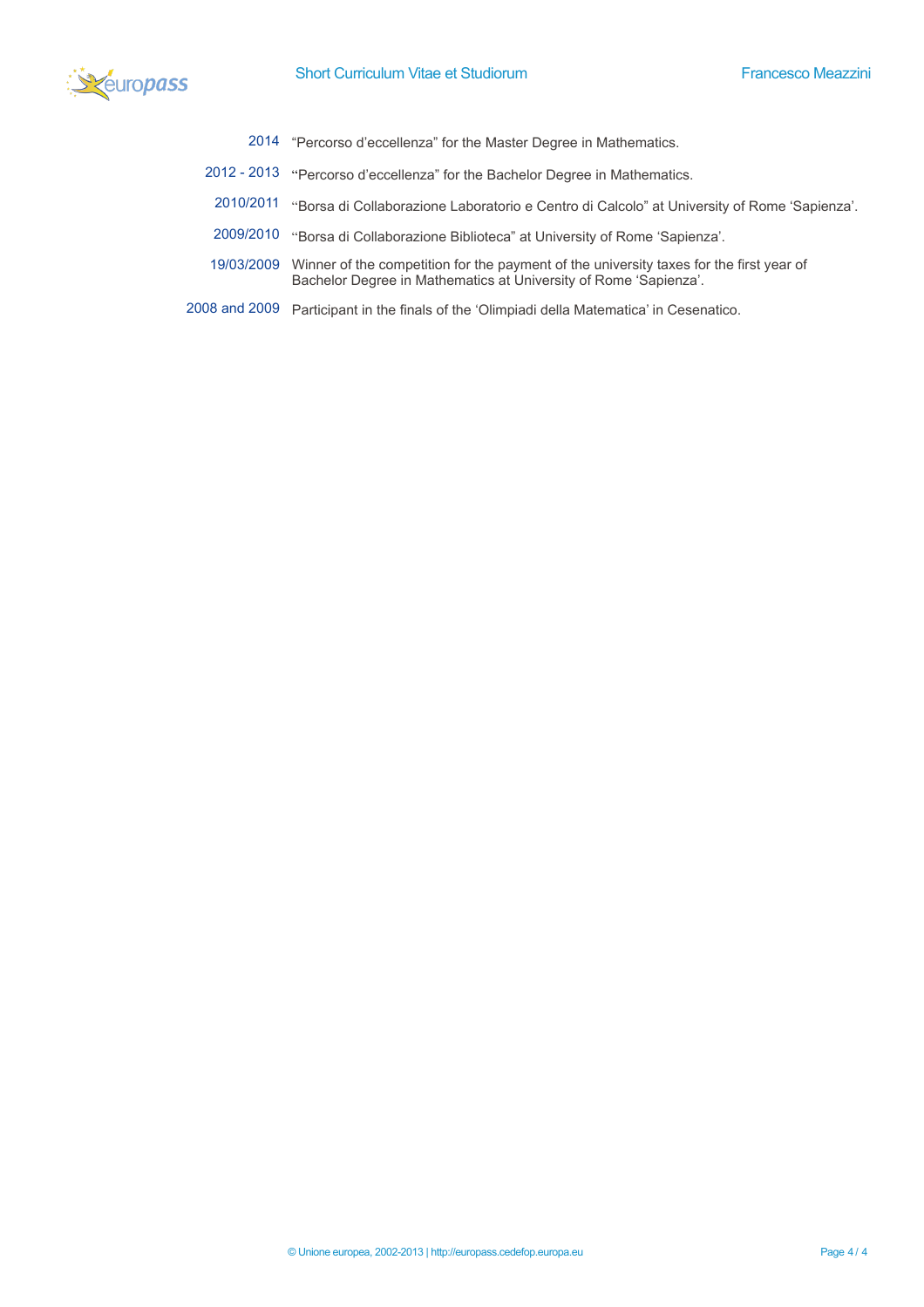| | |
|---|---|
| 2014 | "Percorso d'eccellenza" for the Master Degree in Mathematics. |
| 2012 - 2013 | "Percorso d'eccellenza" for the Bachelor Degree in Mathematics. |
| 2010/2011 | "Borsa di Collaborazione Laboratorio e Centro di Calcolo" at University of Rome 'Sapienza'. |
| 2009/2010 | "Borsa di Collaborazione Biblioteca" at University of Rome 'Sapienza'. |
| 19/03/2009 | Winner of the competition for the payment of the university taxes for the first year of Bachelor Degree in Mathematics at University of Rome 'Sapienza'. |
| 2008 and 2009 | Participant in the finals of the 'Olimpiadi della Matematica' in Cesenatico. |